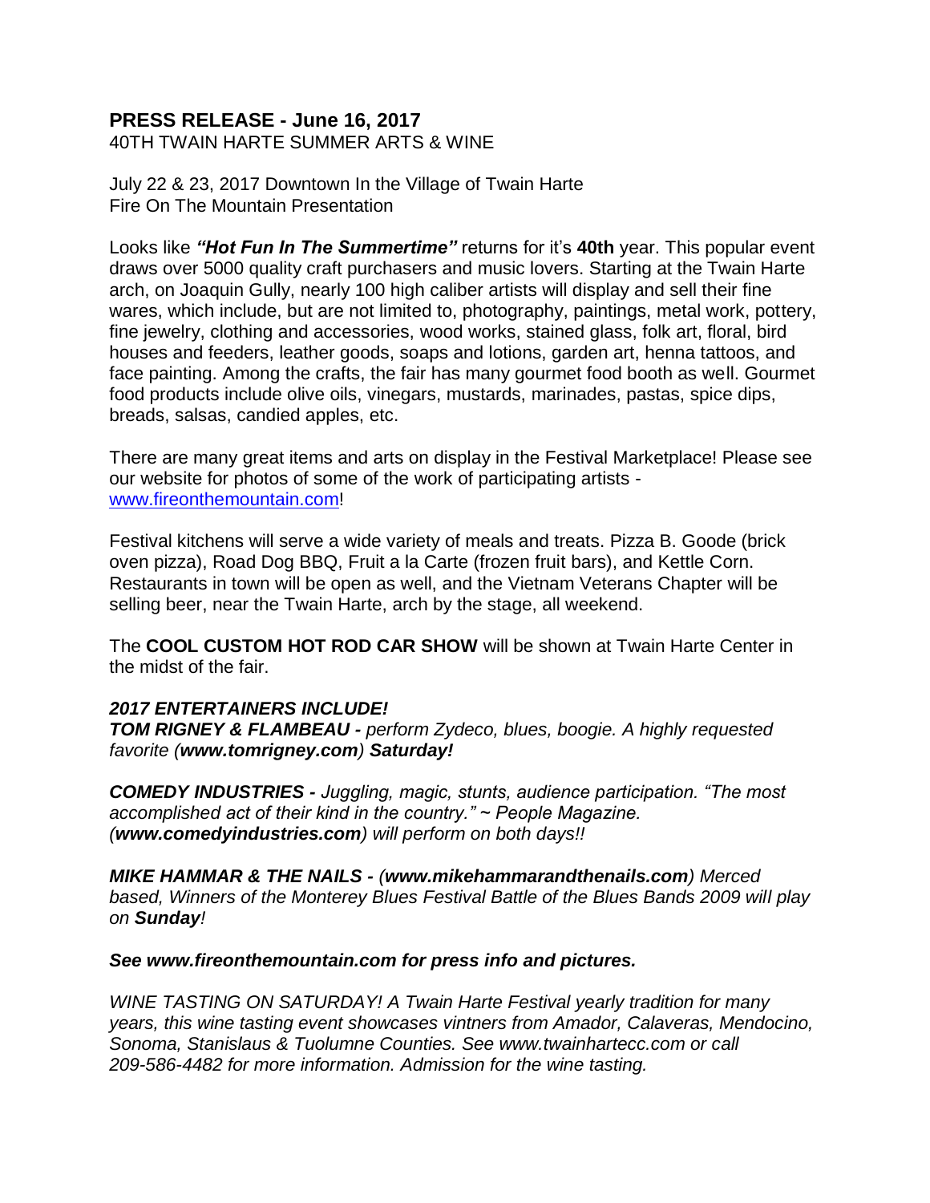## PRESS RELEASE - June 16, 2017

40TH TWAIN HARTE SUMMER ARTS & WINE

July 22 & 23, 2017 Downtown In the Village of Twain Harte
Fire On The Mountain Presentation

Looks like ***"Hot Fun In The Summertime"*** returns for it's **40th** year. This popular event draws over 5000 quality craft purchasers and music lovers. Starting at the Twain Harte arch, on Joaquin Gully, nearly 100 high caliber artists will display and sell their fine wares, which include, but are not limited to, photography, paintings, metal work, pottery, fine jewelry, clothing and accessories, wood works, stained glass, folk art, floral, bird houses and feeders, leather goods, soaps and lotions, garden art, henna tattoos, and face painting. Among the crafts, the fair has many gourmet food booth as well. Gourmet food products include olive oils, vinegars, mustards, marinades, pastas, spice dips, breads, salsas, candied apples, etc.

There are many great items and arts on display in the Festival Marketplace! Please see our website for photos of some of the work of participating artists - [www.fireonthemountain.com](http://www.fireonthemountain.com)!

Festival kitchens will serve a wide variety of meals and treats. Pizza B. Goode (brick oven pizza), Road Dog BBQ, Fruit a la Carte (frozen fruit bars), and Kettle Corn. Restaurants in town will be open as well, and the Vietnam Veterans Chapter will be selling beer, near the Twain Harte, arch by the stage, all weekend.

The **COOL CUSTOM HOT ROD CAR SHOW** will be shown at Twain Harte Center in the midst of the fair.

***2017 ENTERTAINERS INCLUDE!***

***TOM RIGNEY & FLAMBEAU -*** *perform Zydeco, blues, boogie. A highly requested favorite (**www.tomrigney.com**) **Saturday!***

***COMEDY INDUSTRIES -*** *Juggling, magic, stunts, audience participation. "The most accomplished act of their kind in the country." ~ People Magazine. (**www.comedyindustries.com**) will perform on both days!!*

***MIKE HAMMAR & THE NAILS -*** *(**www.mikehammarandthenails.com**) Merced based, Winners of the Monterey Blues Festival Battle of the Blues Bands 2009 will play on **Sunday**!*

***See www.fireonthemountain.com for press info and pictures.***

*WINE TASTING ON SATURDAY! A Twain Harte Festival yearly tradition for many years, this wine tasting event showcases vintners from Amador, Calaveras, Mendocino, Sonoma, Stanislaus & Tuolumne Counties. See www.twainhartecc.com or call 209-586-4482 for more information. Admission for the wine tasting.*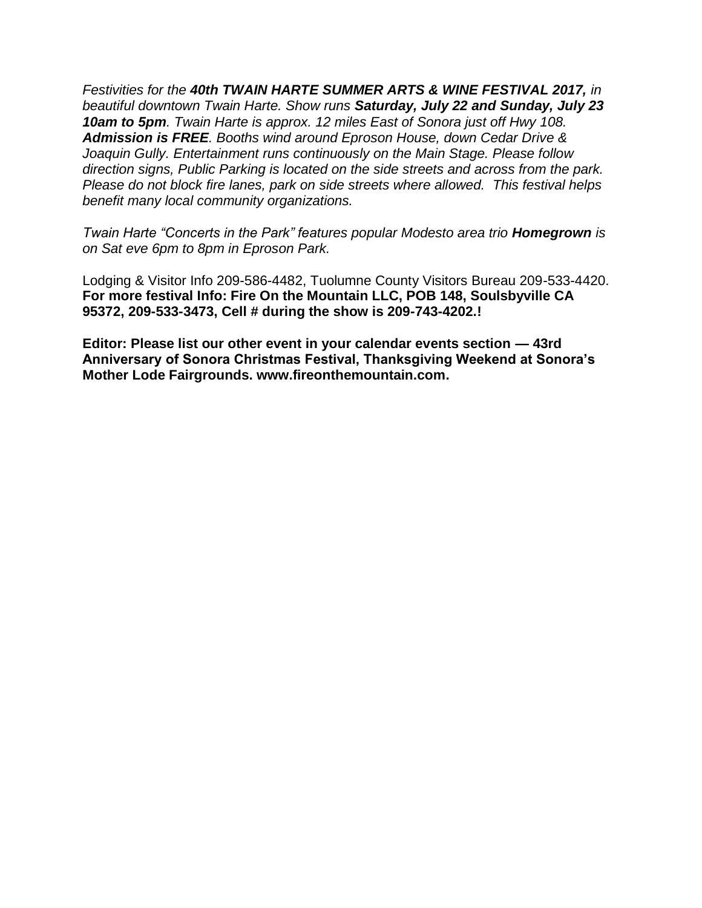*Festivities for the **40th TWAIN HARTE SUMMER ARTS & WINE FESTIVAL 2017,** in beautiful downtown Twain Harte. Show runs **Saturday, July 22 and Sunday, July 23 10am to 5pm**. Twain Harte is approx. 12 miles East of Sonora just off Hwy 108. **Admission is FREE**. Booths wind around Eproson House, down Cedar Drive & Joaquin Gully. Entertainment runs continuously on the Main Stage. Please follow direction signs, Public Parking is located on the side streets and across from the park. Please do not block fire lanes, park on side streets where allowed. This festival helps benefit many local community organizations.*

*Twain Harte "Concerts in the Park" features popular Modesto area trio **Homegrown** is on Sat eve 6pm to 8pm in Eproson Park.*

Lodging & Visitor Info 209-586-4482, Tuolumne County Visitors Bureau 209-533-4420.
**For more festival Info: Fire On the Mountain LLC, POB 148, Soulsbyville CA 95372, 209-533-3473, Cell # during the show is 209-743-4202.!**

**Editor: Please list our other event in your calendar events section — 43rd Anniversary of Sonora Christmas Festival, Thanksgiving Weekend at Sonora's Mother Lode Fairgrounds. www.fireonthemountain.com.**